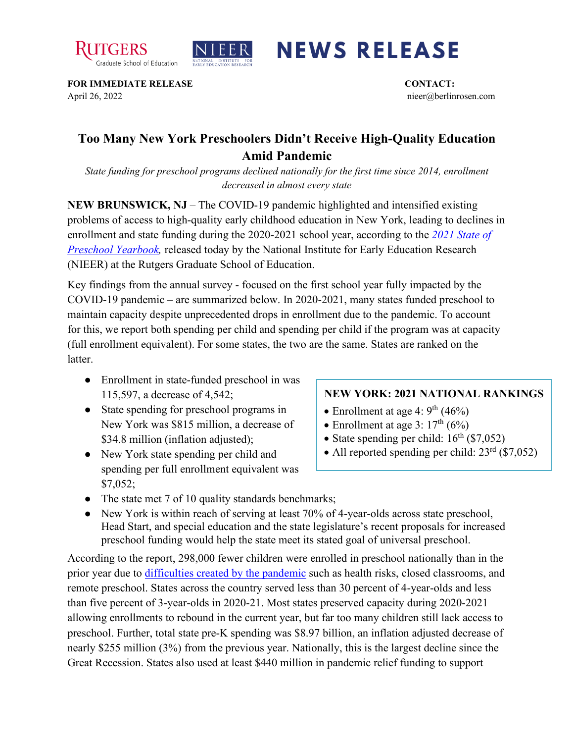RUTGERS Graduate School of Education | NIEER | **NEWS RELEASE**

**FOR IMMEDIATE RELEASE**
April 26, 2022

**CONTACT:**
nieer@berlinrosen.com

# Too Many New York Preschoolers Didn't Receive High-Quality Education Amid Pandemic

*State funding for preschool programs declined nationally for the first time since 2014, enrollment decreased in almost every state*

**NEW BRUNSWICK, NJ** – The COVID-19 pandemic highlighted and intensified existing problems of access to high-quality early childhood education in New York, leading to declines in enrollment and state funding during the 2020-2021 school year, according to the *2021 State of Preschool Yearbook,* released today by the National Institute for Early Education Research (NIEER) at the Rutgers Graduate School of Education.

Key findings from the annual survey - focused on the first school year fully impacted by the COVID-19 pandemic – are summarized below. In 2020-2021, many states funded preschool to maintain capacity despite unprecedented drops in enrollment due to the pandemic. To account for this, we report both spending per child and spending per child if the program was at capacity (full enrollment equivalent). For some states, the two are the same. States are ranked on the latter.

- Enrollment in state-funded preschool in was 115,597, a decrease of 4,542;
- State spending for preschool programs in New York was $815 million, a decrease of $34.8 million (inflation adjusted);
- New York state spending per child and spending per full enrollment equivalent was $7,052;
- The state met 7 of 10 quality standards benchmarks;
- New York is within reach of serving at least 70% of 4-year-olds across state preschool, Head Start, and special education and the state legislature's recent proposals for increased preschool funding would help the state meet its stated goal of universal preschool.

**NEW YORK: 2021 NATIONAL RANKINGS**

- Enrollment at age 4: 9th (46%)
- Enrollment at age 3: 17th (6%)
- State spending per child: 16th ($7,052)
- All reported spending per child: 23rd ($7,052)

According to the report, 298,000 fewer children were enrolled in preschool nationally than in the prior year due to difficulties created by the pandemic such as health risks, closed classrooms, and remote preschool. States across the country served less than 30 percent of 4-year-olds and less than five percent of 3-year-olds in 2020-21. Most states preserved capacity during 2020-2021 allowing enrollments to rebound in the current year, but far too many children still lack access to preschool. Further, total state pre-K spending was $8.97 billion, an inflation adjusted decrease of nearly $255 million (3%) from the previous year. Nationally, this is the largest decline since the Great Recession. States also used at least $440 million in pandemic relief funding to support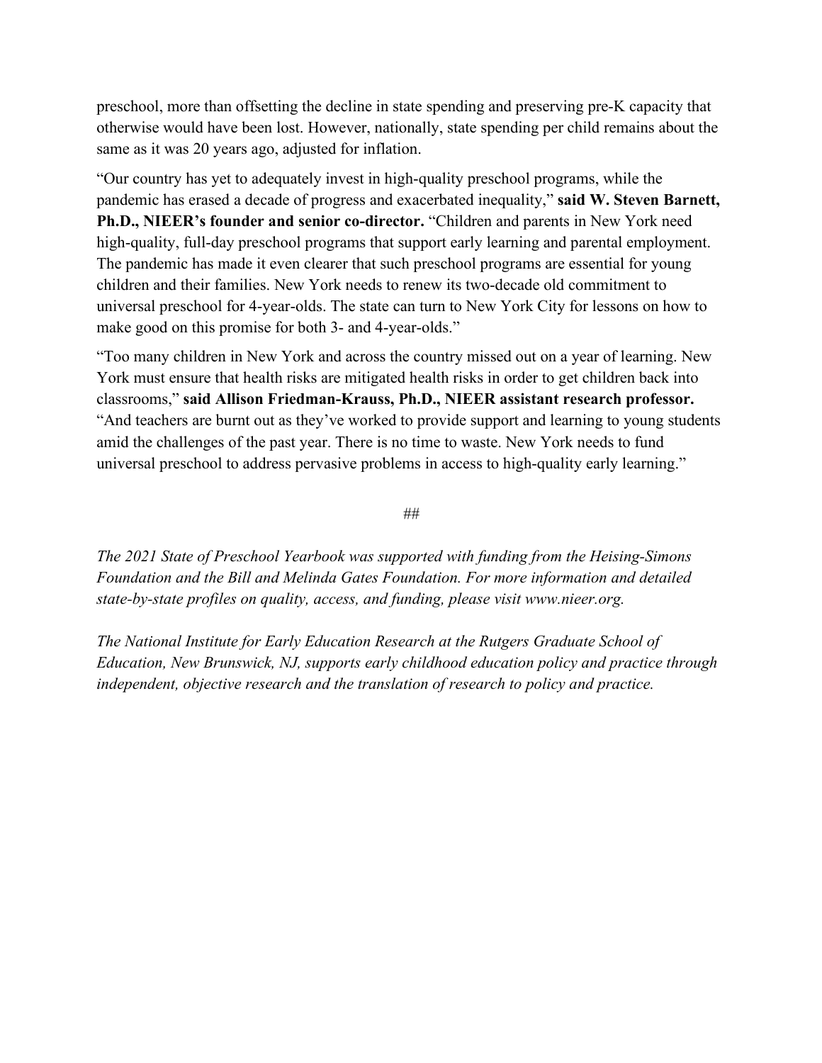preschool, more than offsetting the decline in state spending and preserving pre-K capacity that otherwise would have been lost. However, nationally, state spending per child remains about the same as it was 20 years ago, adjusted for inflation.

"Our country has yet to adequately invest in high-quality preschool programs, while the pandemic has erased a decade of progress and exacerbated inequality," **said W. Steven Barnett, Ph.D., NIEER's founder and senior co-director.** "Children and parents in New York need high-quality, full-day preschool programs that support early learning and parental employment. The pandemic has made it even clearer that such preschool programs are essential for young children and their families. New York needs to renew its two-decade old commitment to universal preschool for 4-year-olds. The state can turn to New York City for lessons on how to make good on this promise for both 3- and 4-year-olds."

"Too many children in New York and across the country missed out on a year of learning. New York must ensure that health risks are mitigated health risks in order to get children back into classrooms," **said Allison Friedman-Krauss, Ph.D., NIEER assistant research professor.** "And teachers are burnt out as they've worked to provide support and learning to young students amid the challenges of the past year. There is no time to waste. New York needs to fund universal preschool to address pervasive problems in access to high-quality early learning."

##

*The 2021 State of Preschool Yearbook was supported with funding from the Heising-Simons Foundation and the Bill and Melinda Gates Foundation. For more information and detailed state-by-state profiles on quality, access, and funding, please visit www.nieer.org.*

*The National Institute for Early Education Research at the Rutgers Graduate School of Education, New Brunswick, NJ, supports early childhood education policy and practice through independent, objective research and the translation of research to policy and practice.*